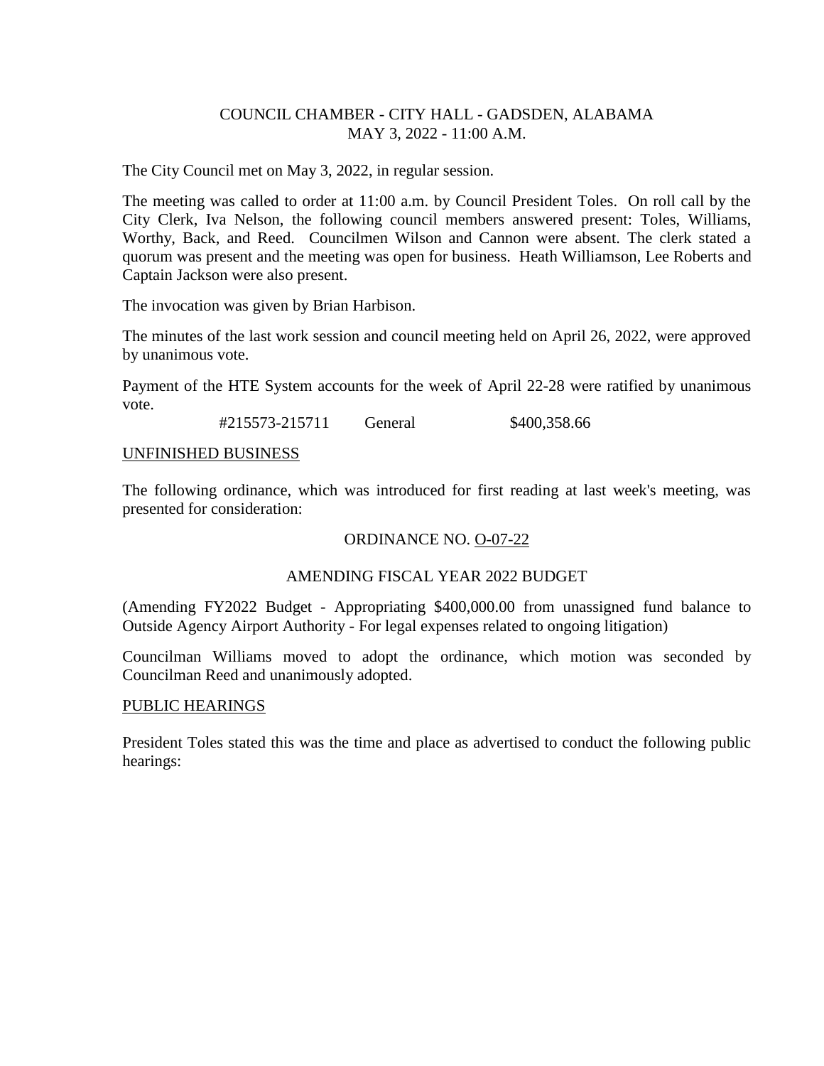COUNCIL CHAMBER - CITY HALL - GADSDEN, ALABAMA
MAY 3, 2022 - 11:00 A.M.

The City Council met on May 3, 2022, in regular session.

The meeting was called to order at 11:00 a.m. by Council President Toles. On roll call by the City Clerk, Iva Nelson, the following council members answered present: Toles, Williams, Worthy, Back, and Reed. Councilmen Wilson and Cannon were absent. The clerk stated a quorum was present and the meeting was open for business. Heath Williamson, Lee Roberts and Captain Jackson were also present.

The invocation was given by Brian Harbison.

The minutes of the last work session and council meeting held on April 26, 2022, were approved by unanimous vote.

Payment of the HTE System accounts for the week of April 22-28 were ratified by unanimous vote.

| #215573-215711 | General | $400,358.66 |
|---|---|---|

UNFINISHED BUSINESS

The following ordinance, which was introduced for first reading at last week's meeting, was presented for consideration:

ORDINANCE NO. O-07-22

AMENDING FISCAL YEAR 2022 BUDGET

(Amending FY2022 Budget - Appropriating $400,000.00 from unassigned fund balance to Outside Agency Airport Authority - For legal expenses related to ongoing litigation)

Councilman Williams moved to adopt the ordinance, which motion was seconded by Councilman Reed and unanimously adopted.

PUBLIC HEARINGS

President Toles stated this was the time and place as advertised to conduct the following public hearings: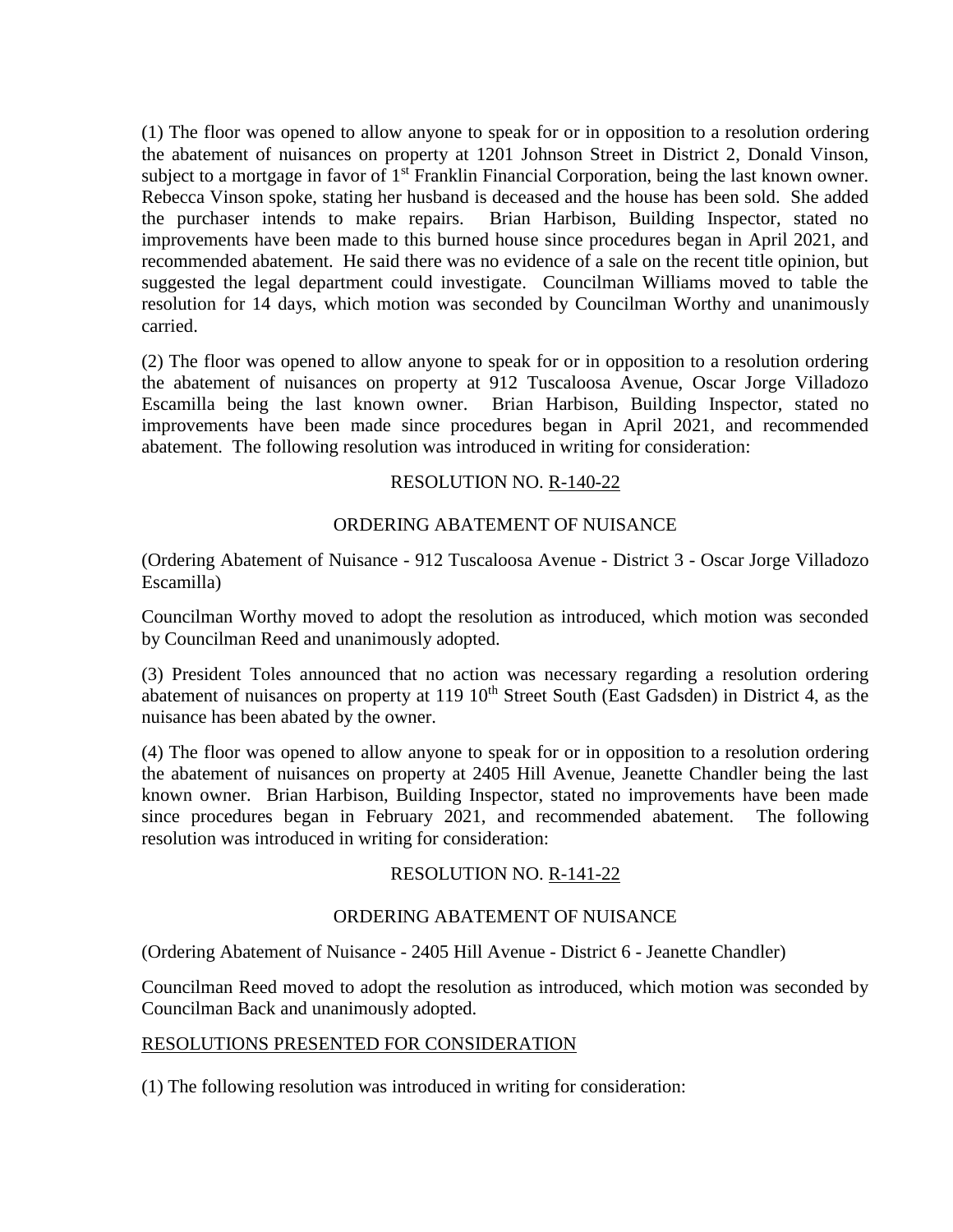(1) The floor was opened to allow anyone to speak for or in opposition to a resolution ordering the abatement of nuisances on property at 1201 Johnson Street in District 2, Donald Vinson, subject to a mortgage in favor of 1st Franklin Financial Corporation, being the last known owner. Rebecca Vinson spoke, stating her husband is deceased and the house has been sold. She added the purchaser intends to make repairs. Brian Harbison, Building Inspector, stated no improvements have been made to this burned house since procedures began in April 2021, and recommended abatement. He said there was no evidence of a sale on the recent title opinion, but suggested the legal department could investigate. Councilman Williams moved to table the resolution for 14 days, which motion was seconded by Councilman Worthy and unanimously carried.

(2) The floor was opened to allow anyone to speak for or in opposition to a resolution ordering the abatement of nuisances on property at 912 Tuscaloosa Avenue, Oscar Jorge Villadozo Escamilla being the last known owner. Brian Harbison, Building Inspector, stated no improvements have been made since procedures began in April 2021, and recommended abatement. The following resolution was introduced in writing for consideration:

RESOLUTION NO. R-140-22

ORDERING ABATEMENT OF NUISANCE

(Ordering Abatement of Nuisance - 912 Tuscaloosa Avenue - District 3 - Oscar Jorge Villadozo Escamilla)

Councilman Worthy moved to adopt the resolution as introduced, which motion was seconded by Councilman Reed and unanimously adopted.

(3) President Toles announced that no action was necessary regarding a resolution ordering abatement of nuisances on property at 119 10th Street South (East Gadsden) in District 4, as the nuisance has been abated by the owner.

(4) The floor was opened to allow anyone to speak for or in opposition to a resolution ordering the abatement of nuisances on property at 2405 Hill Avenue, Jeanette Chandler being the last known owner. Brian Harbison, Building Inspector, stated no improvements have been made since procedures began in February 2021, and recommended abatement. The following resolution was introduced in writing for consideration:

RESOLUTION NO. R-141-22

ORDERING ABATEMENT OF NUISANCE

(Ordering Abatement of Nuisance - 2405 Hill Avenue - District 6 - Jeanette Chandler)

Councilman Reed moved to adopt the resolution as introduced, which motion was seconded by Councilman Back and unanimously adopted.

RESOLUTIONS PRESENTED FOR CONSIDERATION

(1) The following resolution was introduced in writing for consideration: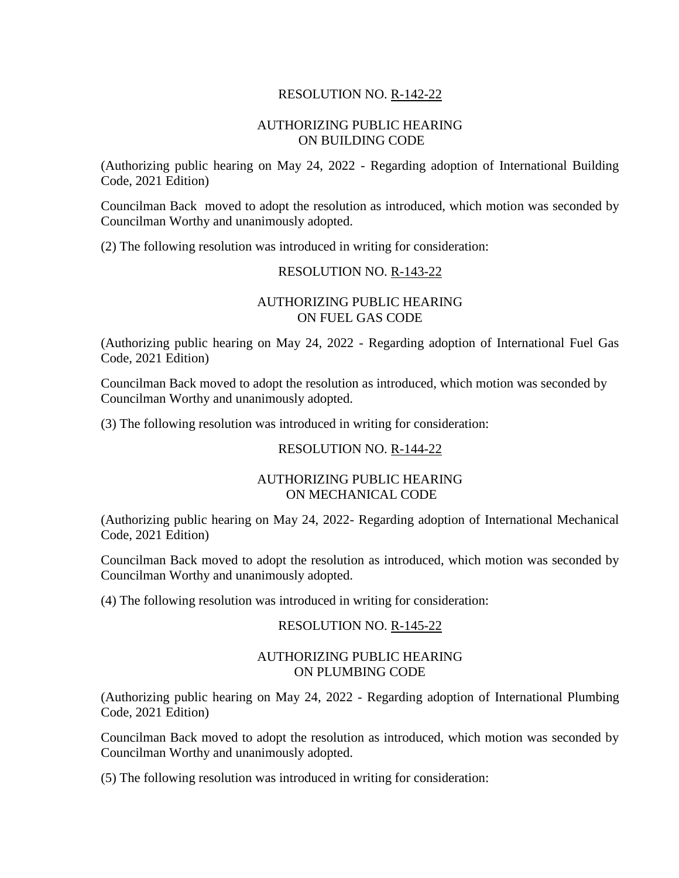RESOLUTION NO. R-142-22

AUTHORIZING PUBLIC HEARING
ON BUILDING CODE

(Authorizing public hearing on May 24, 2022 - Regarding adoption of International Building Code, 2021 Edition)

Councilman Back moved to adopt the resolution as introduced, which motion was seconded by Councilman Worthy and unanimously adopted.

(2) The following resolution was introduced in writing for consideration:

RESOLUTION NO. R-143-22

AUTHORIZING PUBLIC HEARING
ON FUEL GAS CODE

(Authorizing public hearing on May 24, 2022 - Regarding adoption of International Fuel Gas Code, 2021 Edition)

Councilman Back moved to adopt the resolution as introduced, which motion was seconded by Councilman Worthy and unanimously adopted.

(3) The following resolution was introduced in writing for consideration:

RESOLUTION NO. R-144-22

AUTHORIZING PUBLIC HEARING
ON MECHANICAL CODE

(Authorizing public hearing on May 24, 2022- Regarding adoption of International Mechanical Code, 2021 Edition)

Councilman Back moved to adopt the resolution as introduced, which motion was seconded by Councilman Worthy and unanimously adopted.

(4) The following resolution was introduced in writing for consideration:

RESOLUTION NO. R-145-22

AUTHORIZING PUBLIC HEARING
ON PLUMBING CODE

(Authorizing public hearing on May 24, 2022 - Regarding adoption of International Plumbing Code, 2021 Edition)

Councilman Back moved to adopt the resolution as introduced, which motion was seconded by Councilman Worthy and unanimously adopted.

(5) The following resolution was introduced in writing for consideration: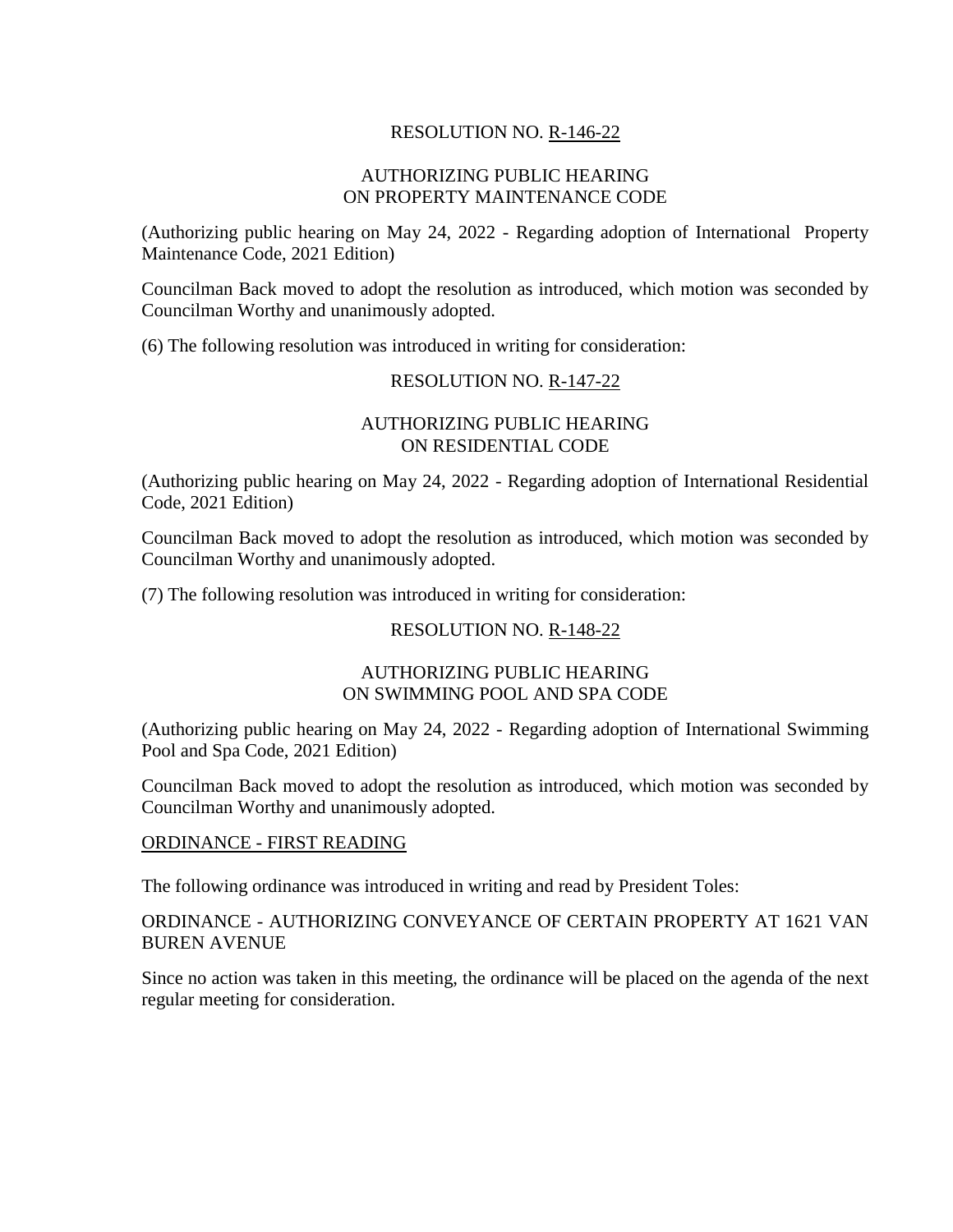RESOLUTION NO. R-146-22

AUTHORIZING PUBLIC HEARING
ON PROPERTY MAINTENANCE CODE

(Authorizing public hearing on May 24, 2022 - Regarding adoption of International Property Maintenance Code, 2021 Edition)

Councilman Back moved to adopt the resolution as introduced, which motion was seconded by Councilman Worthy and unanimously adopted.

(6) The following resolution was introduced in writing for consideration:

RESOLUTION NO. R-147-22

AUTHORIZING PUBLIC HEARING
ON RESIDENTIAL CODE

(Authorizing public hearing on May 24, 2022 - Regarding adoption of International Residential Code, 2021 Edition)

Councilman Back moved to adopt the resolution as introduced, which motion was seconded by Councilman Worthy and unanimously adopted.

(7) The following resolution was introduced in writing for consideration:

RESOLUTION NO. R-148-22

AUTHORIZING PUBLIC HEARING
ON SWIMMING POOL AND SPA CODE

(Authorizing public hearing on May 24, 2022 - Regarding adoption of International Swimming Pool and Spa Code, 2021 Edition)

Councilman Back moved to adopt the resolution as introduced, which motion was seconded by Councilman Worthy and unanimously adopted.

ORDINANCE - FIRST READING

The following ordinance was introduced in writing and read by President Toles:

ORDINANCE - AUTHORIZING CONVEYANCE OF CERTAIN PROPERTY AT 1621 VAN BUREN AVENUE

Since no action was taken in this meeting, the ordinance will be placed on the agenda of the next regular meeting for consideration.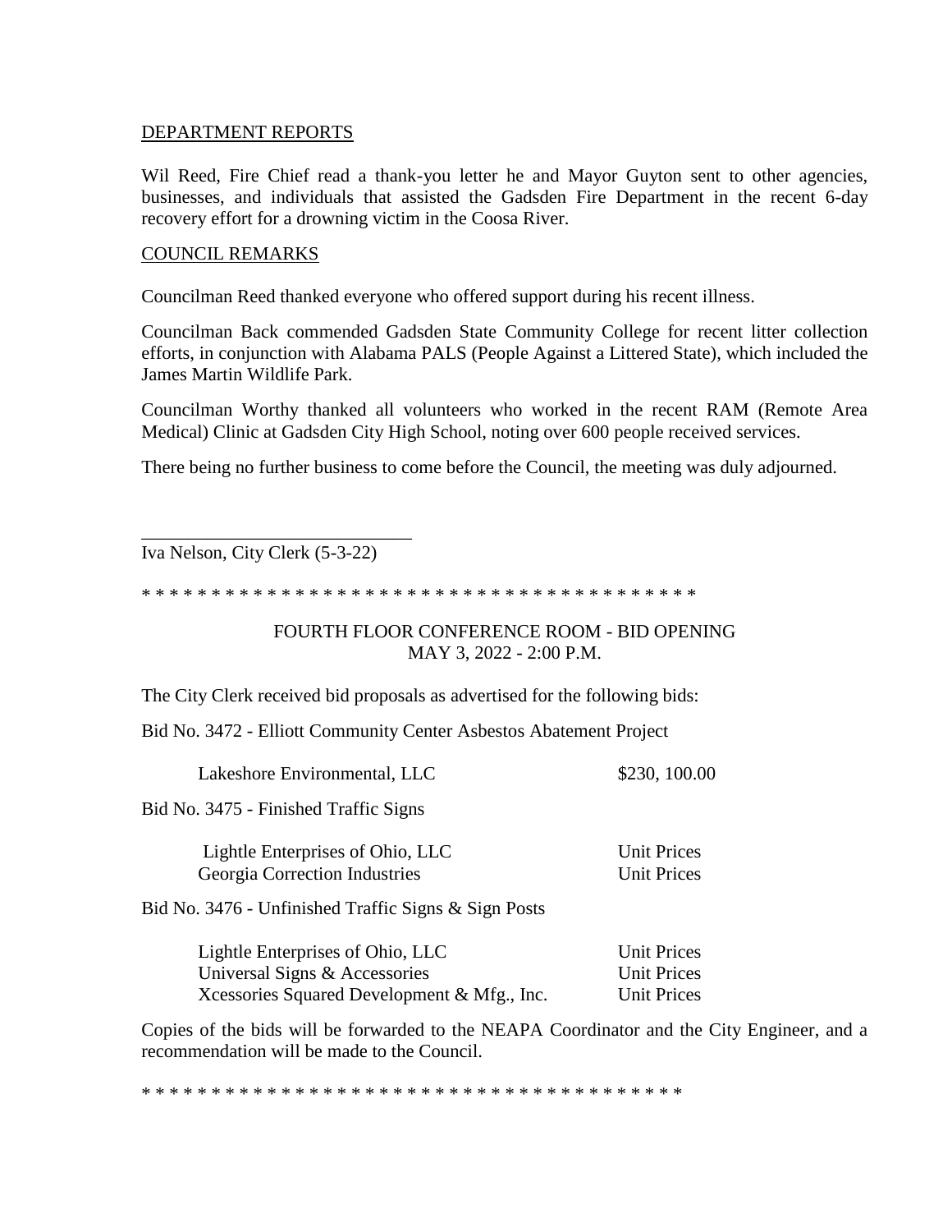DEPARTMENT REPORTS

Wil Reed, Fire Chief read a thank-you letter he and Mayor Guyton sent to other agencies, businesses, and individuals that assisted the Gadsden Fire Department in the recent 6-day recovery effort for a drowning victim in the Coosa River.

COUNCIL REMARKS

Councilman Reed thanked everyone who offered support during his recent illness.

Councilman Back commended Gadsden State Community College for recent litter collection efforts, in conjunction with Alabama PALS (People Against a Littered State), which included the James Martin Wildlife Park.

Councilman Worthy thanked all volunteers who worked in the recent RAM (Remote Area Medical) Clinic at Gadsden City High School, noting over 600 people received services.

There being no further business to come before the Council, the meeting was duly adjourned.

\_\_\_\_\_\_\_\_\_\_\_\_\_\_\_\_\_\_\_\_\_\_\_\_\_\_\_\_\_\_
Iva Nelson, City Clerk (5-3-22)

* * * * * * * * * * * * * * * * * * * * * * * * * * * * * * * * * * * * * * * * *

FOURTH FLOOR CONFERENCE ROOM - BID OPENING
MAY 3, 2022 - 2:00 P.M.

The City Clerk received bid proposals as advertised for the following bids:

Bid No. 3472 - Elliott Community Center Asbestos Abatement Project

| | |
|---|---|
| Lakeshore Environmental, LLC | $230, 100.00 |

Bid No. 3475 - Finished Traffic Signs

| | |
|---|---|
| Lightle Enterprises of Ohio, LLC | Unit Prices |
| Georgia Correction Industries | Unit Prices |

Bid No. 3476 - Unfinished Traffic Signs & Sign Posts

| | |
|---|---|
| Lightle Enterprises of Ohio, LLC | Unit Prices |
| Universal Signs & Accessories | Unit Prices |
| Xcessories Squared Development & Mfg., Inc. | Unit Prices |

Copies of the bids will be forwarded to the NEAPA Coordinator and the City Engineer, and a recommendation will be made to the Council.

* * * * * * * * * * * * * * * * * * * * * * * * * * * * * * * * * * * * * * *